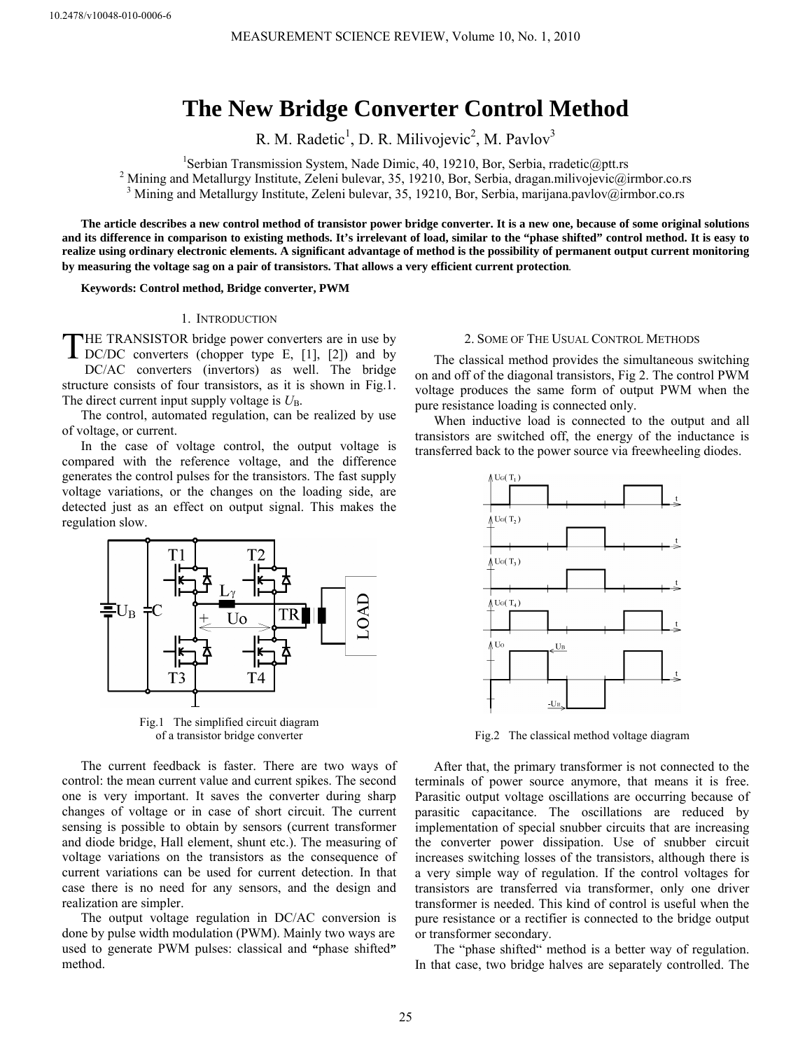10.2478/v10048-010-0006-6

# The New Bridge Converter Control Method

R. M. Radetic[1], D. R. Milivojevic[2], M. Pavlov[3]

[1]Serbian Transmission System, Nade Dimic, 40, 19210, Bor, Serbia, rradetic@ptt.rs
[2] Mining and Metallurgy Institute, Zeleni bulevar, 35, 19210, Bor, Serbia, dragan.milivojevic@irmbor.co.rs
[3] Mining and Metallurgy Institute, Zeleni bulevar, 35, 19210, Bor, Serbia, marijana.pavlov@irmbor.co.rs

**The article describes a new control method of transistor power bridge converter. It is a new one, because of some original solutions and its difference in comparison to existing methods. It's irrelevant of load, similar to the "phase shifted" control method. It is easy to realize using ordinary electronic elements. A significant advantage of method is the possibility of permanent output current monitoring by measuring the voltage sag on a pair of transistors. That allows a very efficient current protection.**

**Keywords: Control method, Bridge converter, PWM**

## 1. Introduction

THE TRANSISTOR bridge power converters are in use by DC/DC converters (chopper type E, [1], [2]) and by DC/AC converters (invertors) as well. The bridge structure consists of four transistors, as it is shown in Fig.1. The direct current input supply voltage is $U_B$.

The control, automated regulation, can be realized by use of voltage, or current.

In the case of voltage control, the output voltage is compared with the reference voltage, and the difference generates the control pulses for the transistors. The fast supply voltage variations, or the changes on the loading side, are detected just as an effect on output signal. This makes the regulation slow.

T1
T2
$L_\gamma$
$U_B$
C
+ Uo
TR
LOAD
T3
T4

Fig.1 The simplified circuit diagram of a transistor bridge converter

The current feedback is faster. There are two ways of control: the mean current value and current spikes. The second one is very important. It saves the converter during sharp changes of voltage or in case of short circuit. The current sensing is possible to obtain by sensors (current transformer and diode bridge, Hall element, shunt etc.). The measuring of voltage variations on the transistors as the consequence of current variations can be used for current detection. In that case there is no need for any sensors, and the design and realization are simpler.

The output voltage regulation in DC/AC conversion is done by pulse width modulation (PWM). Mainly two ways are used to generate PWM pulses: classical and **"**phase shifted**"** method.

## 2. Some of the Usual Control Methods

The classical method provides the simultaneous switching on and off of the diagonal transistors, Fig 2. The control PWM voltage produces the same form of output PWM when the pure resistance loading is connected only.

When inductive load is connected to the output and all transistors are switched off, the energy of the inductance is transferred back to the power source via freewheeling diodes.

$U_G(T_1)$
t
$U_G(T_2)$
t
$U_G(T_3)$
t
$U_G(T_4)$
t
$U_O$
$U_B$
t
$-U_B$

Fig.2 The classical method voltage diagram

After that, the primary transformer is not connected to the terminals of power source anymore, that means it is free. Parasitic output voltage oscillations are occurring because of parasitic capacitance. The oscillations are reduced by implementation of special snubber circuits that are increasing the converter power dissipation. Use of snubber circuit increases switching losses of the transistors, although there is a very simple way of regulation. If the control voltages for transistors are transferred via transformer, only one driver transformer is needed. This kind of control is useful when the pure resistance or a rectifier is connected to the bridge output or transformer secondary.

The "phase shifted" method is a better way of regulation. In that case, two bridge halves are separately controlled. The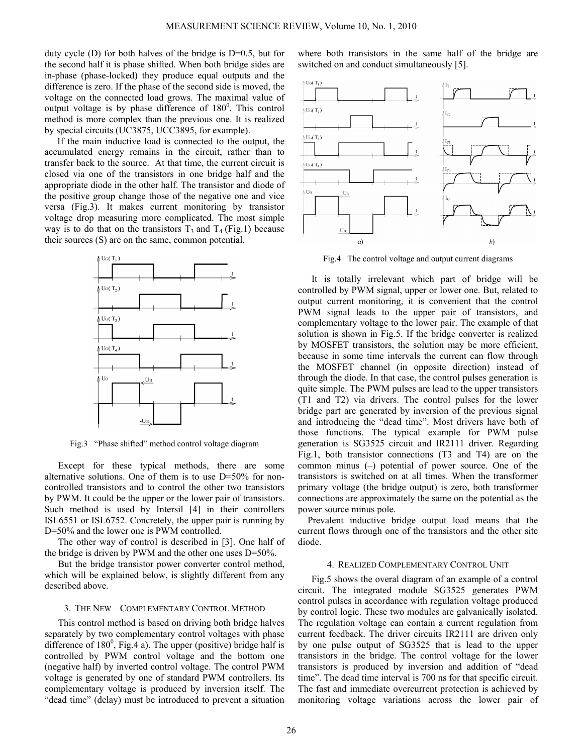duty cycle (D) for both halves of the bridge is D=0.5, but for the second half it is phase shifted. When both bridge sides are in-phase (phase-locked) they produce equal outputs and the difference is zero. If the phase of the second side is moved, the voltage on the connected load grows. The maximal value of output voltage is by phase difference of $180^0$. This control method is more complex than the previous one. It is realized by special circuits (UC3875, UCC3895, for example).

If the main inductive load is connected to the output, the accumulated energy remains in the circuit, rather than to transfer back to the source. At that time, the current circuit is closed via one of the transistors in one bridge half and the appropriate diode in the other half. The transistor and diode of the positive group change those of the negative one and vice versa (Fig.3). It makes current monitoring by transistor voltage drop measuring more complicated. The most simple way is to do that on the transistors $T_3$ and $T_4$ (Fig.1) because their sources (S) are on the same, common potential.

Fig.3 "Phase shifted" method control voltage diagram

Except for these typical methods, there are some alternative solutions. One of them is to use D=50% for non-controlled transistors and to control the other two transistors by PWM. It could be the upper or the lower pair of transistors. Such method is used by Intersil [4] in their controllers ISL6551 or ISL6752. Concretely, the upper pair is running by D=50% and the lower one is PWM controlled.

The other way of control is described in [3]. One half of the bridge is driven by PWM and the other one uses D=50%.

But the bridge transistor power converter control method, which will be explained below, is slightly different from any described above.

## 3. The New – Complementary Control Method

This control method is based on driving both bridge halves separately by two complementary control voltages with phase difference of $180^0$, Fig.4 a). The upper (positive) bridge half is controlled by PWM control voltage and the bottom one (negative half) by inverted control voltage. The control PWM voltage is generated by one of standard PWM controllers. Its complementary voltage is produced by inversion itself. The "dead time" (delay) must be introduced to prevent a situation where both transistors in the same half of the bridge are switched on and conduct simultaneously [5].

Fig.4 The control voltage and output current diagrams

It is totally irrelevant which part of bridge will be controlled by PWM signal, upper or lower one. But, related to output current monitoring, it is convenient that the control PWM signal leads to the upper pair of transistors, and complementary voltage to the lower pair. The example of that solution is shown in Fig.5. If the bridge converter is realized by MOSFET transistors, the solution may be more efficient, because in some time intervals the current can flow through the MOSFET channel (in opposite direction) instead of through the diode. In that case, the control pulses generation is quite simple. The PWM pulses are lead to the upper transistors (T1 and T2) via drivers. The control pulses for the lower bridge part are generated by inversion of the previous signal and introducing the "dead time". Most drivers have both of those functions. The typical example for PWM pulse generation is SG3525 circuit and IR2111 driver. Regarding Fig.1, both transistor connections (T3 and T4) are on the common minus (–) potential of power source. One of the transistors is switched on at all times. When the transformer primary voltage (the bridge output) is zero, both transformer connections are approximately the same on the potential as the power source minus pole.

Prevalent inductive bridge output load means that the current flows through one of the transistors and the other site diode.

## 4. Realized Complementary Control Unit

Fig.5 shows the overal diagram of an example of a control circuit. The integrated module SG3525 generates PWM control pulses in accordance with regulation voltage produced by control logic. These two modules are galvanically isolated. The regulation voltage can contain a current regulation from current feedback. The driver circuits IR2111 are driven only by one pulse output of SG3525 that is lead to the upper transistors in the bridge. The control voltage for the lower transistors is produced by inversion and addition of "dead time". The dead time interval is 700 ns for that specific circuit. The fast and immediate overcurrent protection is achieved by monitoring voltage variations across the lower pair of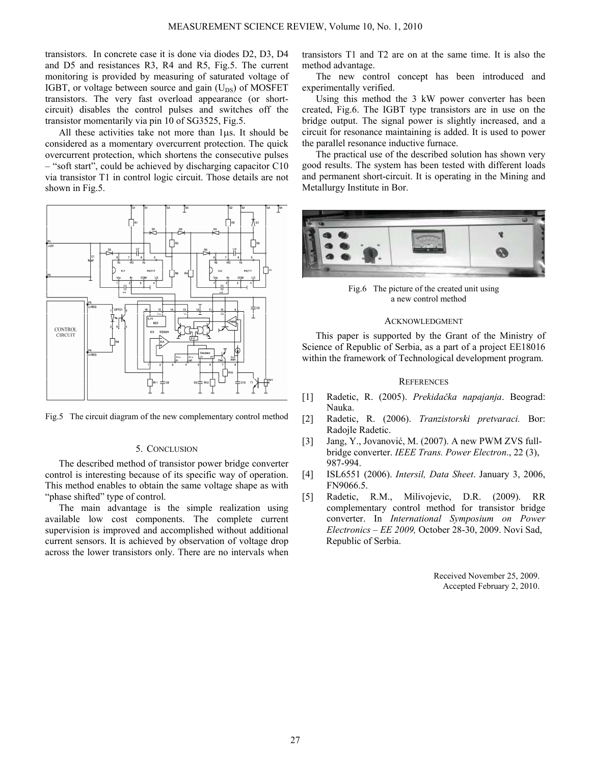transistors. In concrete case it is done via diodes D2, D3, D4 and D5 and resistances R3, R4 and R5, Fig.5. The current monitoring is provided by measuring of saturated voltage of IGBT, or voltage between source and gain ($U_{DS}$) of MOSFET transistors. The very fast overload appearance (or short-circuit) disables the control pulses and switches off the transistor momentarily via pin 10 of SG3525, Fig.5.

All these activities take not more than 1μs. It should be considered as a momentary overcurrent protection. The quick overcurrent protection, which shortens the consecutive pulses – "soft start", could be achieved by discharging capacitor C10 via transistor T1 in control logic circuit. Those details are not shown in Fig.5.

Fig.5 The circuit diagram of the new complementary control method

## 5. CONCLUSION

The described method of transistor power bridge converter control is interesting because of its specific way of operation. This method enables to obtain the same voltage shape as with "phase shifted" type of control.

The main advantage is the simple realization using available low cost components. The complete current supervision is improved and accomplished without additional current sensors. It is achieved by observation of voltage drop across the lower transistors only. There are no intervals when transistors T1 and T2 are on at the same time. It is also the method advantage.

The new control concept has been introduced and experimentally verified.

Using this method the 3 kW power converter has been created, Fig.6. The IGBT type transistors are in use on the bridge output. The signal power is slightly increased, and a circuit for resonance maintaining is added. It is used to power the parallel resonance inductive furnace.

The practical use of the described solution has shown very good results. The system has been tested with different loads and permanent short-circuit. It is operating in the Mining and Metallurgy Institute in Bor.

Fig.6 The picture of the created unit using a new control method

## ACKNOWLEDGMENT

This paper is supported by the Grant of the Ministry of Science of Republic of Serbia, as a part of a project EE18016 within the framework of Technological development program.

## REFERENCES

[1] Radetic, R. (2005). *Prekidačka napajanja*. Beograd: Nauka.

[2] Radetic, R. (2006). *Tranzistorski pretvaraci.* Bor: Radojle Radetic.

[3] Jang, Y., Jovanović, M. (2007). A new PWM ZVS full-bridge converter. *IEEE Trans. Power Electron*., 22 (3), 987-994.

[4] ISL6551 (2006). *Intersil, Data Sheet*. January 3, 2006, FN9066.5.

[5] Radetic, R.M., Milivojevic, D.R. (2009). RR complementary control method for transistor bridge converter. In *International Symposium on Power Electronics – EE 2009,* October 28-30, 2009. Novi Sad, Republic of Serbia.

Received November 25, 2009.
Accepted February 2, 2010.